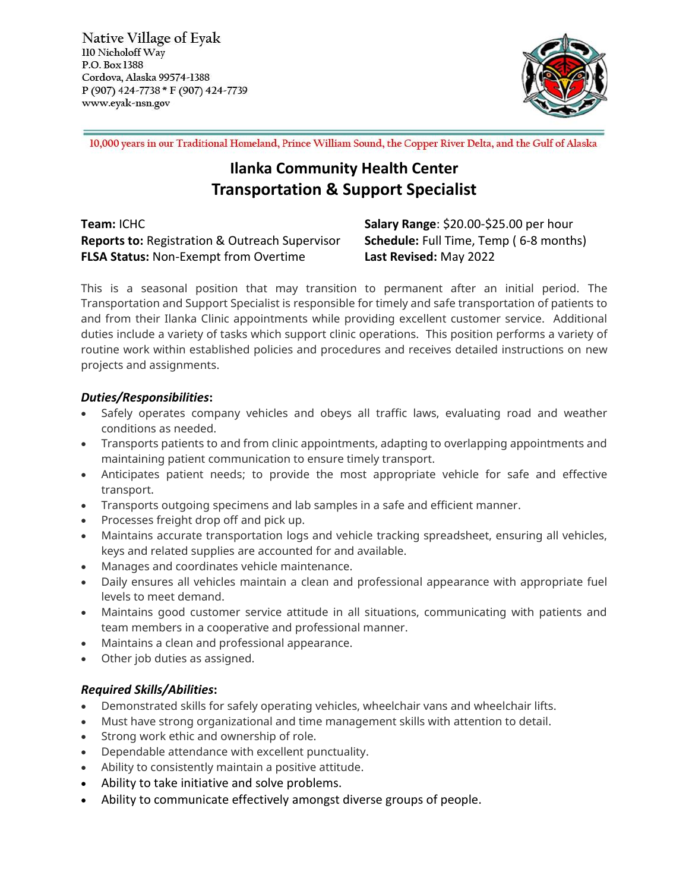Native Village of Eyak
110 Nicholoff Way
P.O. Box 1388
Cordova, Alaska 99574-1388
P (907) 424-7738 * F (907) 424-7739
www.eyak-nsn.gov

10,000 years in our Traditional Homeland, Prince William Sound, the Copper River Delta, and the Gulf of Alaska

# Ilanka Community Health Center
# Transportation & Support Specialist

**Team:** ICHC
**Reports to:** Registration & Outreach Supervisor
**FLSA Status:** Non-Exempt from Overtime

**Salary Range**: $20.00-$25.00 per hour
**Schedule:** Full Time, Temp ( 6-8 months)
**Last Revised:** May 2022

This is a seasonal position that may transition to permanent after an initial period. The Transportation and Support Specialist is responsible for timely and safe transportation of patients to and from their Ilanka Clinic appointments while providing excellent customer service. Additional duties include a variety of tasks which support clinic operations. This position performs a variety of routine work within established policies and procedures and receives detailed instructions on new projects and assignments.

### *Duties/Responsibilities*:

- Safely operates company vehicles and obeys all traffic laws, evaluating road and weather conditions as needed.
- Transports patients to and from clinic appointments, adapting to overlapping appointments and maintaining patient communication to ensure timely transport.
- Anticipates patient needs; to provide the most appropriate vehicle for safe and effective transport.
- Transports outgoing specimens and lab samples in a safe and efficient manner.
- Processes freight drop off and pick up.
- Maintains accurate transportation logs and vehicle tracking spreadsheet, ensuring all vehicles, keys and related supplies are accounted for and available.
- Manages and coordinates vehicle maintenance.
- Daily ensures all vehicles maintain a clean and professional appearance with appropriate fuel levels to meet demand.
- Maintains good customer service attitude in all situations, communicating with patients and team members in a cooperative and professional manner.
- Maintains a clean and professional appearance.
- Other job duties as assigned.

### *Required Skills/Abilities*:

- Demonstrated skills for safely operating vehicles, wheelchair vans and wheelchair lifts.
- Must have strong organizational and time management skills with attention to detail.
- Strong work ethic and ownership of role.
- Dependable attendance with excellent punctuality.
- Ability to consistently maintain a positive attitude.
- Ability to take initiative and solve problems.
- Ability to communicate effectively amongst diverse groups of people.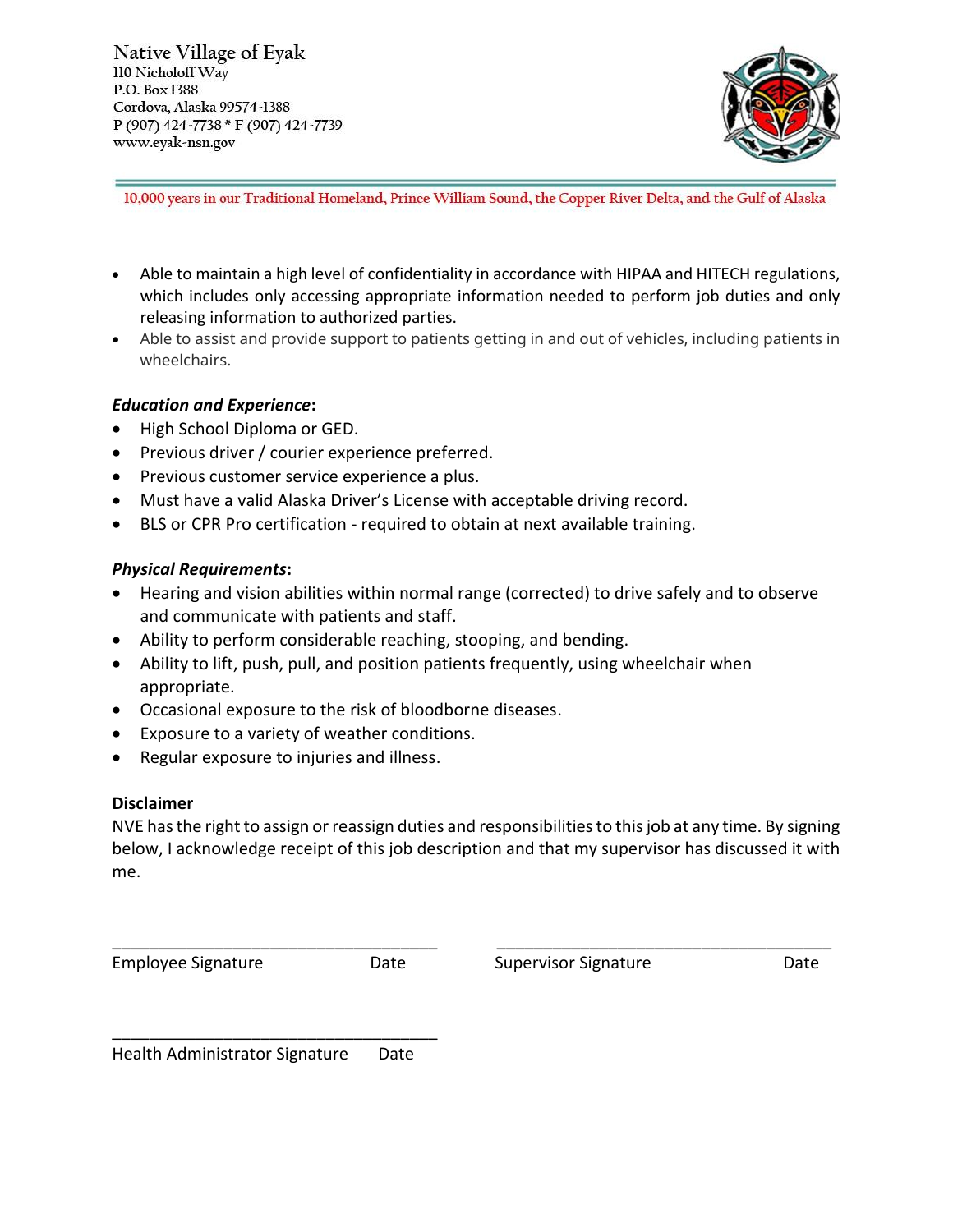- Able to maintain a high level of confidentiality in accordance with HIPAA and HITECH regulations, which includes only accessing appropriate information needed to perform job duties and only releasing information to authorized parties.
- Able to assist and provide support to patients getting in and out of vehicles, including patients in wheelchairs.

***Education and Experience*:**

- High School Diploma or GED.
- Previous driver / courier experience preferred.
- Previous customer service experience a plus.
- Must have a valid Alaska Driver's License with acceptable driving record.
- BLS or CPR Pro certification - required to obtain at next available training.

***Physical Requirements*:**

- Hearing and vision abilities within normal range (corrected) to drive safely and to observe and communicate with patients and staff.
- Ability to perform considerable reaching, stooping, and bending.
- Ability to lift, push, pull, and position patients frequently, using wheelchair when appropriate.
- Occasional exposure to the risk of bloodborne diseases.
- Exposure to a variety of weather conditions.
- Regular exposure to injuries and illness.

**Disclaimer**

NVE has the right to assign or reassign duties and responsibilities to this job at any time. By signing below, I acknowledge receipt of this job description and that my supervisor has discussed it with me.

\_\_\_\_\_\_\_\_\_\_\_\_\_\_\_\_\_\_\_\_\_\_\_\_\_\_\_\_\_\_\_\_\_\_\_\_ \_\_\_\_\_\_\_\_\_\_\_\_\_\_\_\_\_\_\_\_\_\_\_\_\_\_\_\_\_\_\_\_\_\_\_\_

Employee Signature Date Supervisor Signature Date

\_\_\_\_\_\_\_\_\_\_\_\_\_\_\_\_\_\_\_\_\_\_\_\_\_\_\_\_\_\_\_\_\_\_\_\_

Health Administrator Signature Date